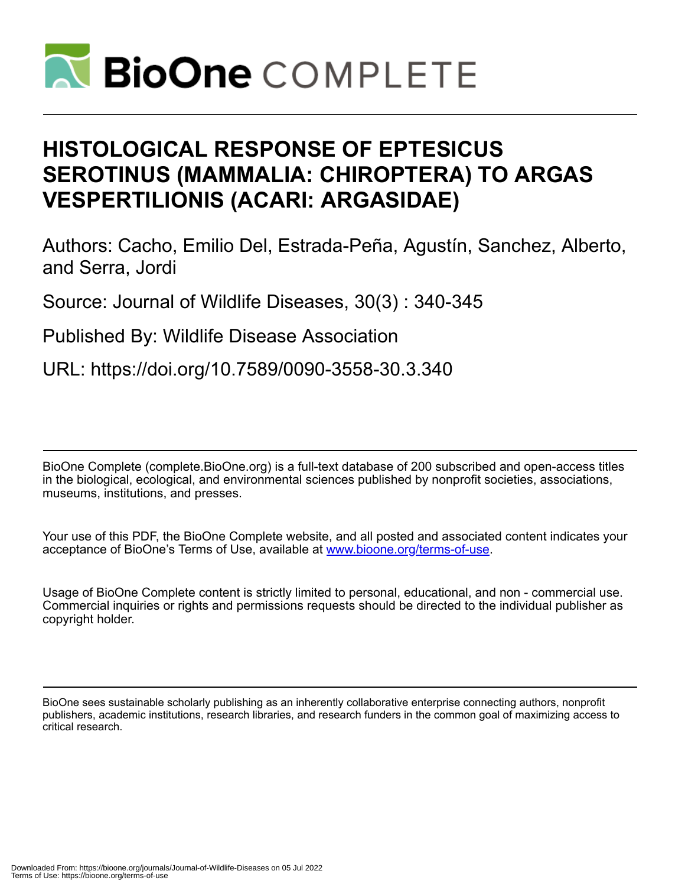# HISTOLOGICAL RESPONSE OF EPTESICUS SEROTINUS (MAMMALIA: CHIROPTERA) TO ARGAS VESPERTILIONIS (ACARI: ARGASIDAE)

Authors: Cacho, Emilio Del, Estrada-Peña, Agustín, Sanchez, Alberto, and Serra, Jordi

Source: Journal of Wildlife Diseases, 30(3) : 340-345

Published By: Wildlife Disease Association

URL: https://doi.org/10.7589/0090-3558-30.3.340

BioOne Complete (complete.BioOne.org) is a full-text database of 200 subscribed and open-access titles in the biological, ecological, and environmental sciences published by nonprofit societies, associations, museums, institutions, and presses.

Your use of this PDF, the BioOne Complete website, and all posted and associated content indicates your acceptance of BioOne's Terms of Use, available at www.bioone.org/terms-of-use.

Usage of BioOne Complete content is strictly limited to personal, educational, and non - commercial use. Commercial inquiries or rights and permissions requests should be directed to the individual publisher as copyright holder.

BioOne sees sustainable scholarly publishing as an inherently collaborative enterprise connecting authors, nonprofit publishers, academic institutions, research libraries, and research funders in the common goal of maximizing access to critical research.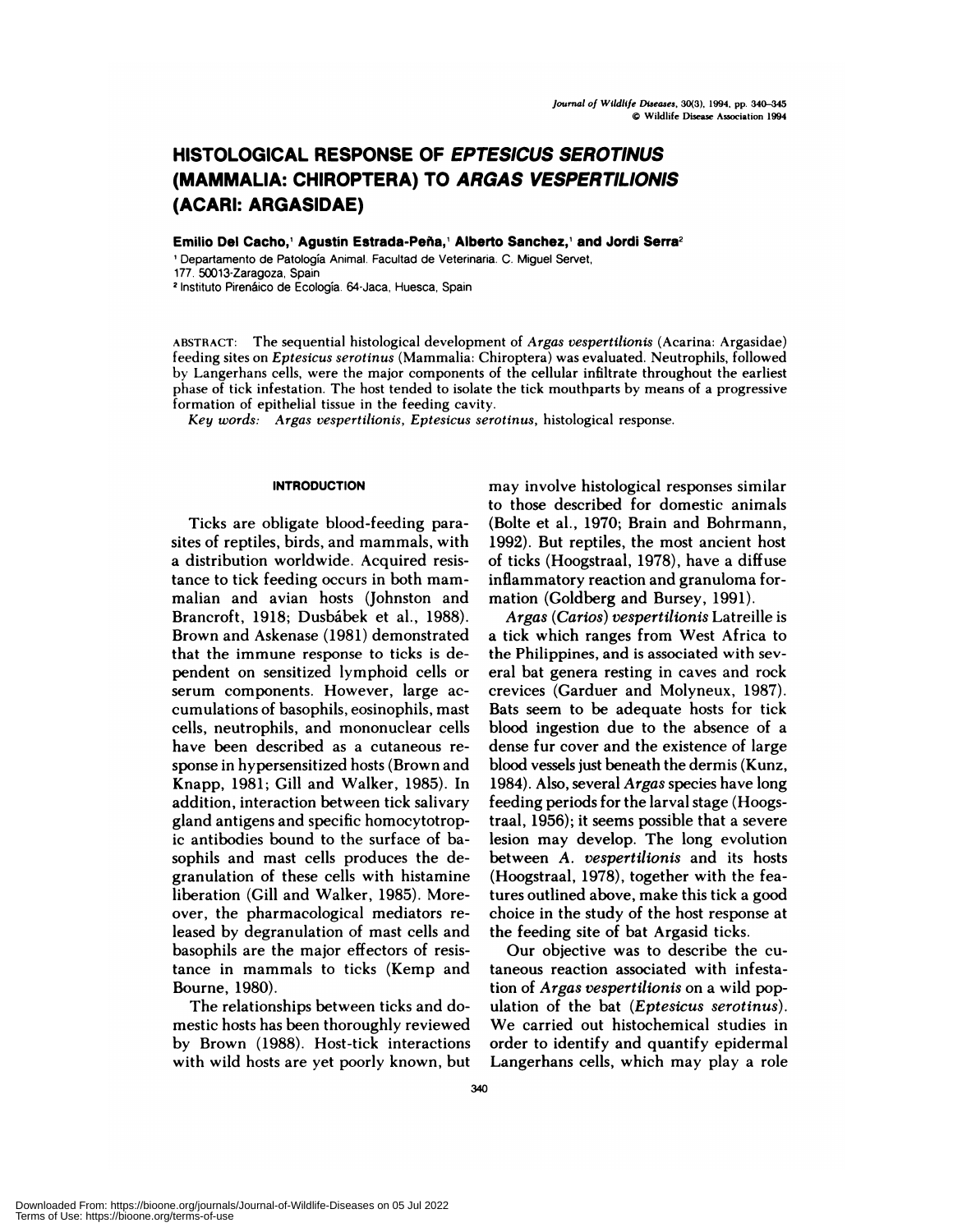# HISTOLOGICAL RESPONSE OF *EPTESICUS SEROTINUS* (MAMMALIA: CHIROPTERA) TO *ARGAS VESPERTILIONIS* (ACARI: ARGASIDAE)

**Emilio Del Cacho,[1] Agustín Estrada-Peña,[1] Alberto Sanchez,[1] and Jordi Serra[2]**

[1] Departamento de Patología Animal. Facultad de Veterinaria. C. Miguel Servet, 177. 50013-Zaragoza, Spain

[2] Instituto Pirenáico de Ecología. 64-Jaca, Huesca, Spain

ABSTRACT: The sequential histological development of *Argas vespertilionis* (Acarina: Argasidae) feeding sites on *Eptesicus serotinus* (Mammalia: Chiroptera) was evaluated. Neutrophils, followed by Langerhans cells, were the major components of the cellular infiltrate throughout the earliest phase of tick infestation. The host tended to isolate the tick mouthparts by means of a progressive formation of epithelial tissue in the feeding cavity.

*Key words: Argas vespertilionis, Eptesicus serotinus,* histological response.

## INTRODUCTION

Ticks are obligate blood-feeding parasites of reptiles, birds, and mammals, with a distribution worldwide. Acquired resistance to tick feeding occurs in both mammalian and avian hosts (Johnston and Brancroft, 1918; Dusbábek et al., 1988). Brown and Askenase (1981) demonstrated that the immune response to ticks is dependent on sensitized lymphoid cells or serum components. However, large accumulations of basophils, eosinophils, mast cells, neutrophils, and mononuclear cells have been described as a cutaneous response in hypersensitized hosts (Brown and Knapp, 1981; Gill and Walker, 1985). In addition, interaction between tick salivary gland antigens and specific homocytotropic antibodies bound to the surface of basophils and mast cells produces the degranulation of these cells with histamine liberation (Gill and Walker, 1985). Moreover, the pharmacological mediators released by degranulation of mast cells and basophils are the major effectors of resistance in mammals to ticks (Kemp and Bourne, 1980).

The relationships between ticks and domestic hosts has been thoroughly reviewed by Brown (1988). Host-tick interactions with wild hosts are yet poorly known, but may involve histological responses similar to those described for domestic animals (Bolte et al., 1970; Brain and Bohrmann, 1992). But reptiles, the most ancient host of ticks (Hoogstraal, 1978), have a diffuse inflammatory reaction and granuloma formation (Goldberg and Bursey, 1991).

*Argas (Carios) vespertilionis* Latreille is a tick which ranges from West Africa to the Philippines, and is associated with several bat genera resting in caves and rock crevices (Garduer and Molyneux, 1987). Bats seem to be adequate hosts for tick blood ingestion due to the absence of a dense fur cover and the existence of large blood vessels just beneath the dermis (Kunz, 1984). Also, several *Argas* species have long feeding periods for the larval stage (Hoogstraal, 1956); it seems possible that a severe lesion may develop. The long evolution between *A. vespertilionis* and its hosts (Hoogstraal, 1978), together with the features outlined above, make this tick a good choice in the study of the host response at the feeding site of bat Argasid ticks.

Our objective was to describe the cutaneous reaction associated with infestation of *Argas vespertilionis* on a wild population of the bat (*Eptesicus serotinus*). We carried out histochemical studies in order to identify and quantify epidermal Langerhans cells, which may play a role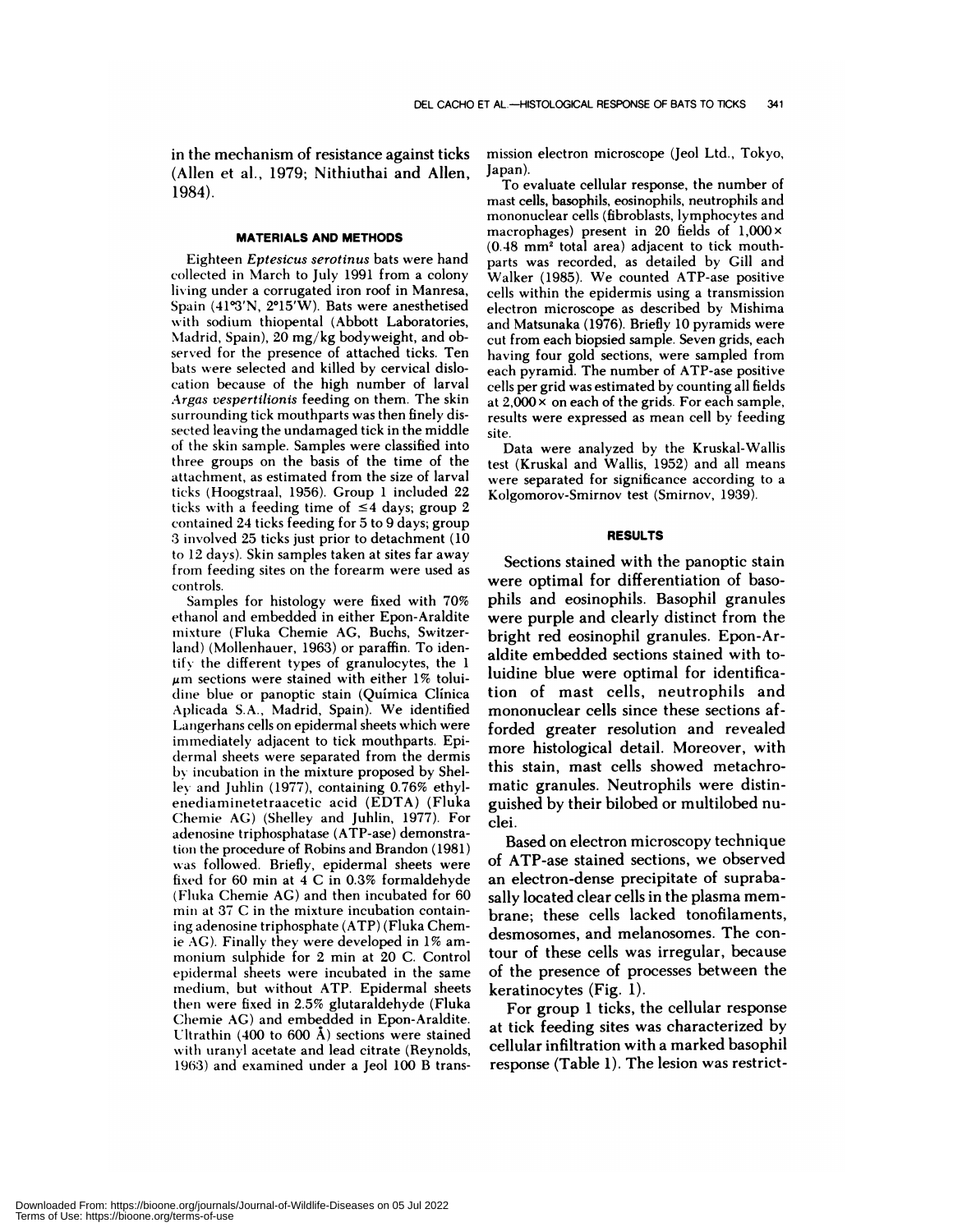in the mechanism of resistance against ticks (Allen et al., 1979; Nithiuthai and Allen, 1984).

## MATERIALS AND METHODS

Eighteen *Eptesicus serotinus* bats were hand collected in March to July 1991 from a colony living under a corrugated iron roof in Manresa, Spain (41°3′N, 2°15′W). Bats were anesthetised with sodium thiopental (Abbott Laboratories, Madrid, Spain), 20 mg/kg bodyweight, and observed for the presence of attached ticks. Ten bats were selected and killed by cervical dislocation because of the high number of larval *Argas vespertilionis* feeding on them. The skin surrounding tick mouthparts was then finely dissected leaving the undamaged tick in the middle of the skin sample. Samples were classified into three groups on the basis of the time of the attachment, as estimated from the size of larval ticks (Hoogstraal, 1956). Group 1 included 22 ticks with a feeding time of ≤4 days; group 2 contained 24 ticks feeding for 5 to 9 days; group 3 involved 25 ticks just prior to detachment (10 to 12 days). Skin samples taken at sites far away from feeding sites on the forearm were used as controls.

Samples for histology were fixed with 70% ethanol and embedded in either Epon-Araldite mixture (Fluka Chemie AG, Buchs, Switzerland) (Mollenhauer, 1963) or paraffin. To identify the different types of granulocytes, the 1 μm sections were stained with either 1% toluidine blue or panoptic stain (Química Clínica Aplicada S.A., Madrid, Spain). We identified Langerhans cells on epidermal sheets which were immediately adjacent to tick mouthparts. Epidermal sheets were separated from the dermis by incubation in the mixture proposed by Shelley and Juhlin (1977), containing 0.76% ethylenediaminetetraacetic acid (EDTA) (Fluka Chemie AG) (Shelley and Juhlin, 1977). For adenosine triphosphatase (ATP-ase) demonstration the procedure of Robins and Brandon (1981) was followed. Briefly, epidermal sheets were fixed for 60 min at 4 C in 0.3% formaldehyde (Fluka Chemie AG) and then incubated for 60 min at 37 C in the mixture incubation containing adenosine triphosphate (ATP) (Fluka Chemie AG). Finally they were developed in 1% ammonium sulphide for 2 min at 20 C. Control epidermal sheets were incubated in the same medium, but without ATP. Epidermal sheets then were fixed in 2.5% glutaraldehyde (Fluka Chemie AG) and embedded in Epon-Araldite. Ultrathin (400 to 600 Å) sections were stained with uranyl acetate and lead citrate (Reynolds, 1963) and examined under a Jeol 100 B transmission electron microscope (Jeol Ltd., Tokyo, Japan).

To evaluate cellular response, the number of mast cells, basophils, eosinophils, neutrophils and mononuclear cells (fibroblasts, lymphocytes and macrophages) present in 20 fields of 1,000× (0.48 mm² total area) adjacent to tick mouthparts was recorded, as detailed by Gill and Walker (1985). We counted ATP-ase positive cells within the epidermis using a transmission electron microscope as described by Mishima and Matsunaka (1976). Briefly 10 pyramids were cut from each biopsied sample. Seven grids, each having four gold sections, were sampled from each pyramid. The number of ATP-ase positive cells per grid was estimated by counting all fields at 2,000× on each of the grids. For each sample, results were expressed as mean cell by feeding site.

Data were analyzed by the Kruskal-Wallis test (Kruskal and Wallis, 1952) and all means were separated for significance according to a Kolgomorov-Smirnov test (Smirnov, 1939).

## RESULTS

Sections stained with the panoptic stain were optimal for differentiation of basophils and eosinophils. Basophil granules were purple and clearly distinct from the bright red eosinophil granules. Epon-Araldite embedded sections stained with toluidine blue were optimal for identification of mast cells, neutrophils and mononuclear cells since these sections afforded greater resolution and revealed more histological detail. Moreover, with this stain, mast cells showed metachromatic granules. Neutrophils were distinguished by their bilobed or multilobed nuclei.

Based on electron microscopy technique of ATP-ase stained sections, we observed an electron-dense precipitate of suprabasally located clear cells in the plasma membrane; these cells lacked tonofilaments, desmosomes, and melanosomes. The contour of these cells was irregular, because of the presence of processes between the keratinocytes (Fig. 1).

For group 1 ticks, the cellular response at tick feeding sites was characterized by cellular infiltration with a marked basophil response (Table 1). The lesion was restrict-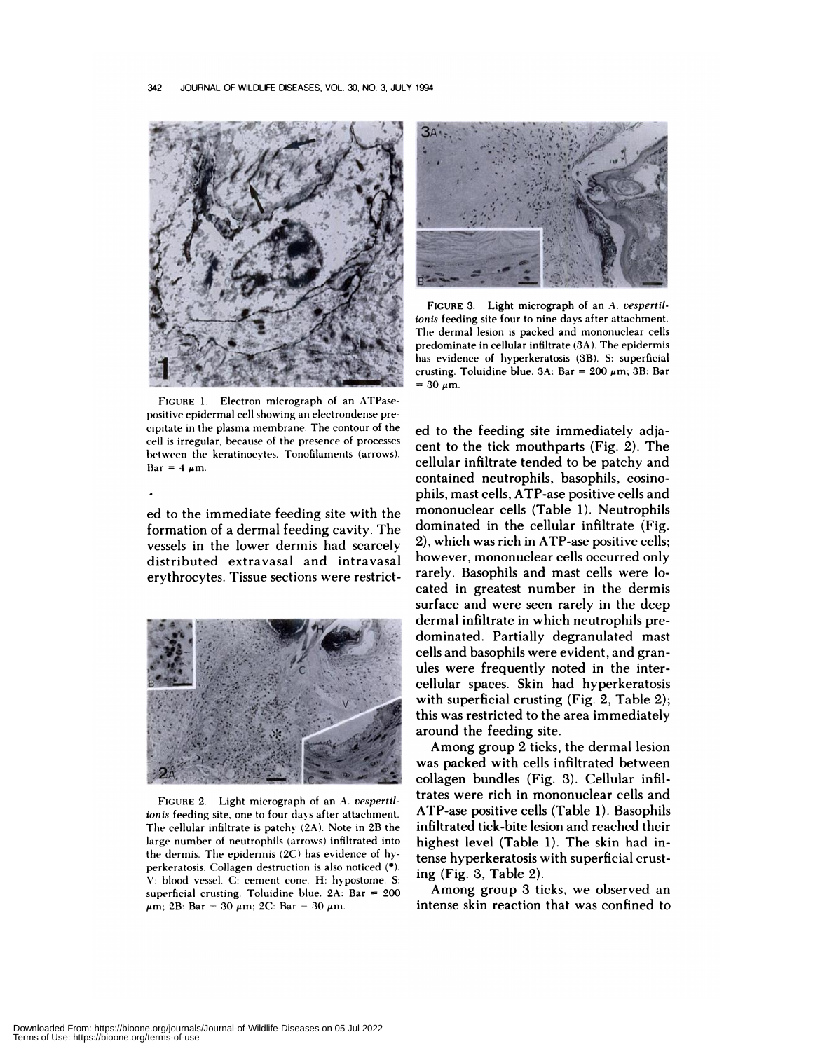FIGURE 1. Electron micrograph of an ATPase-positive epidermal cell showing an electrondense precipitate in the plasma membrane. The contour of the cell is irregular, because of the presence of processes between the keratinocytes. Tonofilaments (arrows). Bar = 4 μm.

ed to the immediate feeding site with the formation of a dermal feeding cavity. The vessels in the lower dermis had scarcely distributed extravasal and intravasal erythrocytes. Tissue sections were restricted to the feeding site immediately adjacent to the tick mouthparts (Fig. 2). The cellular infiltrate tended to be patchy and contained neutrophils, basophils, eosinophils, mast cells, ATP-ase positive cells and mononuclear cells (Table 1). Neutrophils dominated in the cellular infiltrate (Fig. 2), which was rich in ATP-ase positive cells; however, mononuclear cells occurred only rarely. Basophils and mast cells were located in greatest number in the dermis surface and were seen rarely in the deep dermal infiltrate in which neutrophils predominated. Partially degranulated mast cells and basophils were evident, and granules were frequently noted in the intercellular spaces. Skin had hyperkeratosis with superficial crusting (Fig. 2, Table 2); this was restricted to the area immediately around the feeding site.

FIGURE 2. Light micrograph of an *A. vespertilionis* feeding site, one to four days after attachment. The cellular infiltrate is patchy (2A). Note in 2B the large number of neutrophils (arrows) infiltrated into the dermis. The epidermis (2C) has evidence of hyperkeratosis. Collagen destruction is also noticed (*). V: blood vessel. C: cement cone. H: hypostome. S: superficial crusting. Toluidine blue. 2A: Bar = 200 μm; 2B: Bar = 30 μm; 2C: Bar = 30 μm.

FIGURE 3. Light micrograph of an *A. vespertilionis* feeding site four to nine days after attachment. The dermal lesion is packed and mononuclear cells predominate in cellular infiltrate (3A). The epidermis has evidence of hyperkeratosis (3B). S: superficial crusting. Toluidine blue. 3A: Bar = 200 μm; 3B: Bar = 30 μm.

Among group 2 ticks, the dermal lesion was packed with cells infiltrated between collagen bundles (Fig. 3). Cellular infiltrates were rich in mononuclear cells and ATP-ase positive cells (Table 1). Basophils infiltrated tick-bite lesion and reached their highest level (Table 1). The skin had intense hyperkeratosis with superficial crusting (Fig. 3, Table 2).

Among group 3 ticks, we observed an intense skin reaction that was confined to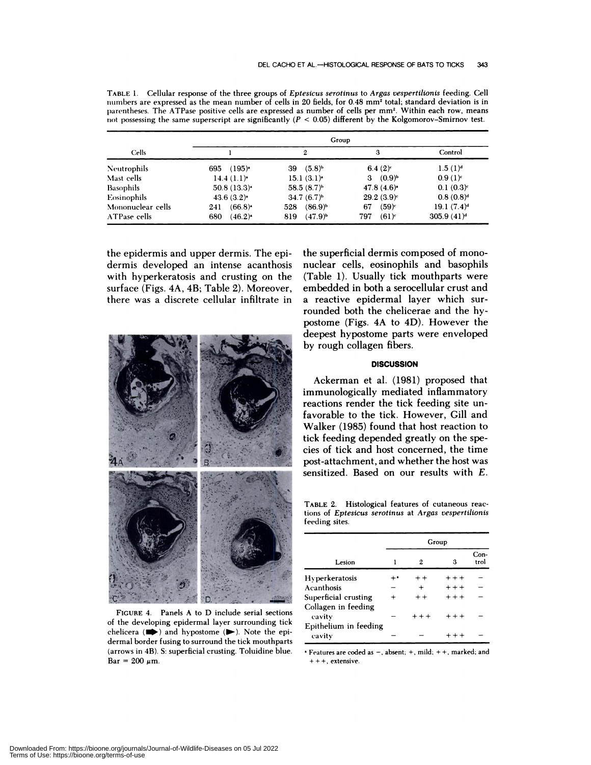TABLE 1. Cellular response of the three groups of *Eptesicus serotinus* to *Argas vespertilionis* feeding. Cell numbers are expressed as the mean number of cells in 20 fields, for 0.48 mm² total; standard deviation is in parentheses. The ATPase positive cells are expressed as number of cells per mm². Within each row, means not possessing the same superscript are significantly ($P < 0.05$) different by the Kolgomorov–Smirnov test.

| Cells | Group | | | |
|---|---|---|---|---|
| | 1 | 2 | 3 | Control |
| Neutrophils | 695 (195)[a] | 39 (5.8)[b] | 6.4 (2)[c] | 1.5 (1)[d] |
| Mast cells | 14.4 (1.1)[a] | 15.1 (3.1)[a] | 3 (0.9)[b] | 0.9 (1)[c] |
| Basophils | 50.8 (13.3)[a] | 58.5 (8.7)[b] | 47.8 (4.6)[a] | 0.1 (0.3)[c] |
| Eosinophils | 43.6 (3.2)[a] | 34.7 (6.7)[b] | 29.2 (3.9)[c] | 0.8 (0.8)[d] |
| Mononuclear cells | 241 (66.8)[a] | 528 (86.9)[b] | 67 (59)[c] | 19.1 (7.4)[d] |
| ATPase cells | 680 (46.2)[a] | 819 (47.9)[b] | 797 (61)[c] | 305.9 (41)[d] |

the epidermis and upper dermis. The epidermis developed an intense acanthosis with hyperkeratosis and crusting on the surface (Figs. 4A, 4B; Table 2). Moreover, there was a discrete cellular infiltrate in the superficial dermis composed of mononuclear cells, eosinophils and basophils (Table 1). Usually tick mouthparts were embedded in both a serocellular crust and a reactive epidermal layer which surrounded both the chelicerae and the hypostome (Figs. 4A to 4D). However the deepest hypostome parts were enveloped by rough collagen fibers.

FIGURE 4. Panels A to D include serial sections of the developing epidermal layer surrounding tick chelicera (➡) and hypostome (►). Note the epidermal border fusing to surround the tick mouthparts (arrows in 4B). S: superficial crusting. Toluidine blue. Bar = 200 μm.

## DISCUSSION

Ackerman et al. (1981) proposed that immunologically mediated inflammatory reactions render the tick feeding site unfavorable to the tick. However, Gill and Walker (1985) found that host reaction to tick feeding depended greatly on the species of tick and host concerned, the time post-attachment, and whether the host was sensitized. Based on our results with *E.*

TABLE 2. Histological features of cutaneous reactions of *Eptesicus serotinus* at *Argas vespertilionis* feeding sites.

| Lesion | Group | | | |
|---|---|---|---|---|
| | 1 | 2 | 3 | Control |
| Hyperkeratosis | +[a] | ++ | +++ | − |
| Acanthosis | − | + | +++ | − |
| Superficial crusting | + | ++ | +++ | − |
| Collagen in feeding cavity | − | +++ | +++ | − |
| Epithelium in feeding cavity | − | − | +++ | − |

[a] Features are coded as −, absent; +, mild; ++, marked; and +++, extensive.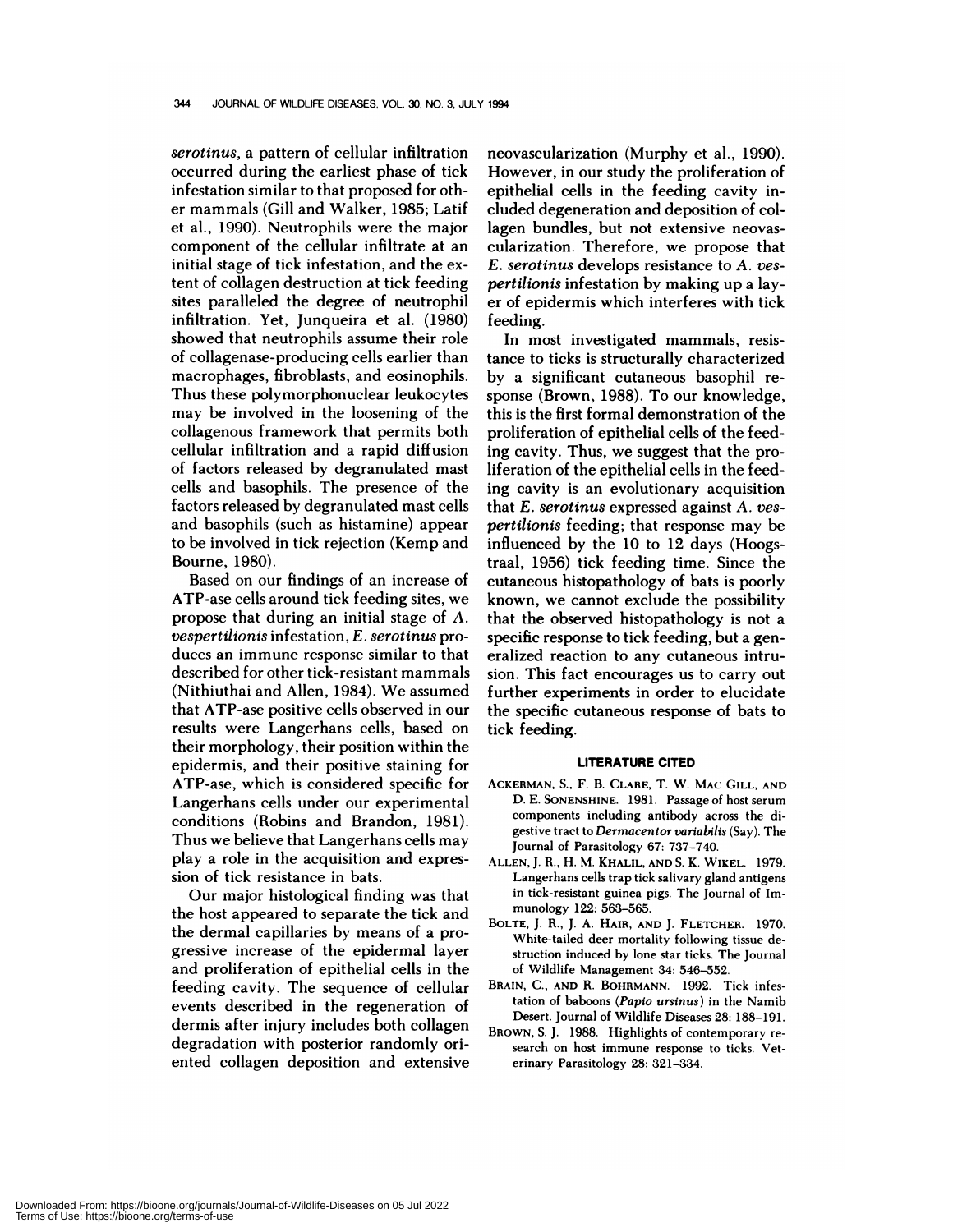*serotinus*, a pattern of cellular infiltration occurred during the earliest phase of tick infestation similar to that proposed for other mammals (Gill and Walker, 1985; Latif et al., 1990). Neutrophils were the major component of the cellular infiltrate at an initial stage of tick infestation, and the extent of collagen destruction at tick feeding sites paralleled the degree of neutrophil infiltration. Yet, Junqueira et al. (1980) showed that neutrophils assume their role of collagenase-producing cells earlier than macrophages, fibroblasts, and eosinophils. Thus these polymorphonuclear leukocytes may be involved in the loosening of the collagenous framework that permits both cellular infiltration and a rapid diffusion of factors released by degranulated mast cells and basophils. The presence of the factors released by degranulated mast cells and basophils (such as histamine) appear to be involved in tick rejection (Kemp and Bourne, 1980).

Based on our findings of an increase of ATP-ase cells around tick feeding sites, we propose that during an initial stage of *A. vespertilionis* infestation, *E. serotinus* produces an immune response similar to that described for other tick-resistant mammals (Nithiuthai and Allen, 1984). We assumed that ATP-ase positive cells observed in our results were Langerhans cells, based on their morphology, their position within the epidermis, and their positive staining for ATP-ase, which is considered specific for Langerhans cells under our experimental conditions (Robins and Brandon, 1981). Thus we believe that Langerhans cells may play a role in the acquisition and expression of tick resistance in bats.

Our major histological finding was that the host appeared to separate the tick and the dermal capillaries by means of a progressive increase of the epidermal layer and proliferation of epithelial cells in the feeding cavity. The sequence of cellular events described in the regeneration of dermis after injury includes both collagen degradation with posterior randomly oriented collagen deposition and extensive neovascularization (Murphy et al., 1990). However, in our study the proliferation of epithelial cells in the feeding cavity included degeneration and deposition of collagen bundles, but not extensive neovascularization. Therefore, we propose that *E. serotinus* develops resistance to *A. vespertilionis* infestation by making up a layer of epidermis which interferes with tick feeding.

In most investigated mammals, resistance to ticks is structurally characterized by a significant cutaneous basophil response (Brown, 1988). To our knowledge, this is the first formal demonstration of the proliferation of epithelial cells of the feeding cavity. Thus, we suggest that the proliferation of the epithelial cells in the feeding cavity is an evolutionary acquisition that *E. serotinus* expressed against *A. vespertilionis* feeding; that response may be influenced by the 10 to 12 days (Hoogstraal, 1956) tick feeding time. Since the cutaneous histopathology of bats is poorly known, we cannot exclude the possibility that the observed histopathology is not a specific response to tick feeding, but a generalized reaction to any cutaneous intrusion. This fact encourages us to carry out further experiments in order to elucidate the specific cutaneous response of bats to tick feeding.

## LITERATURE CITED

ACKERMAN, S., F. B. CLARE, T. W. MAC GILL, AND D. E. SONENSHINE. 1981. Passage of host serum components including antibody across the digestive tract to *Dermacentor variabilis* (Say). The Journal of Parasitology 67: 737–740.

ALLEN, J. R., H. M. KHALIL, AND S. K. WIKEL. 1979. Langerhans cells trap tick salivary gland antigens in tick-resistant guinea pigs. The Journal of Immunology 122: 563–565.

BOLTE, J. R., J. A. HAIR, AND J. FLETCHER. 1970. White-tailed deer mortality following tissue destruction induced by lone star ticks. The Journal of Wildlife Management 34: 546–552.

BRAIN, C., AND R. BOHRMANN. 1992. Tick infestation of baboons (*Papio ursinus*) in the Namib Desert. Journal of Wildlife Diseases 28: 188–191.

BROWN, S. J. 1988. Highlights of contemporary research on host immune response to ticks. Veterinary Parasitology 28: 321–334.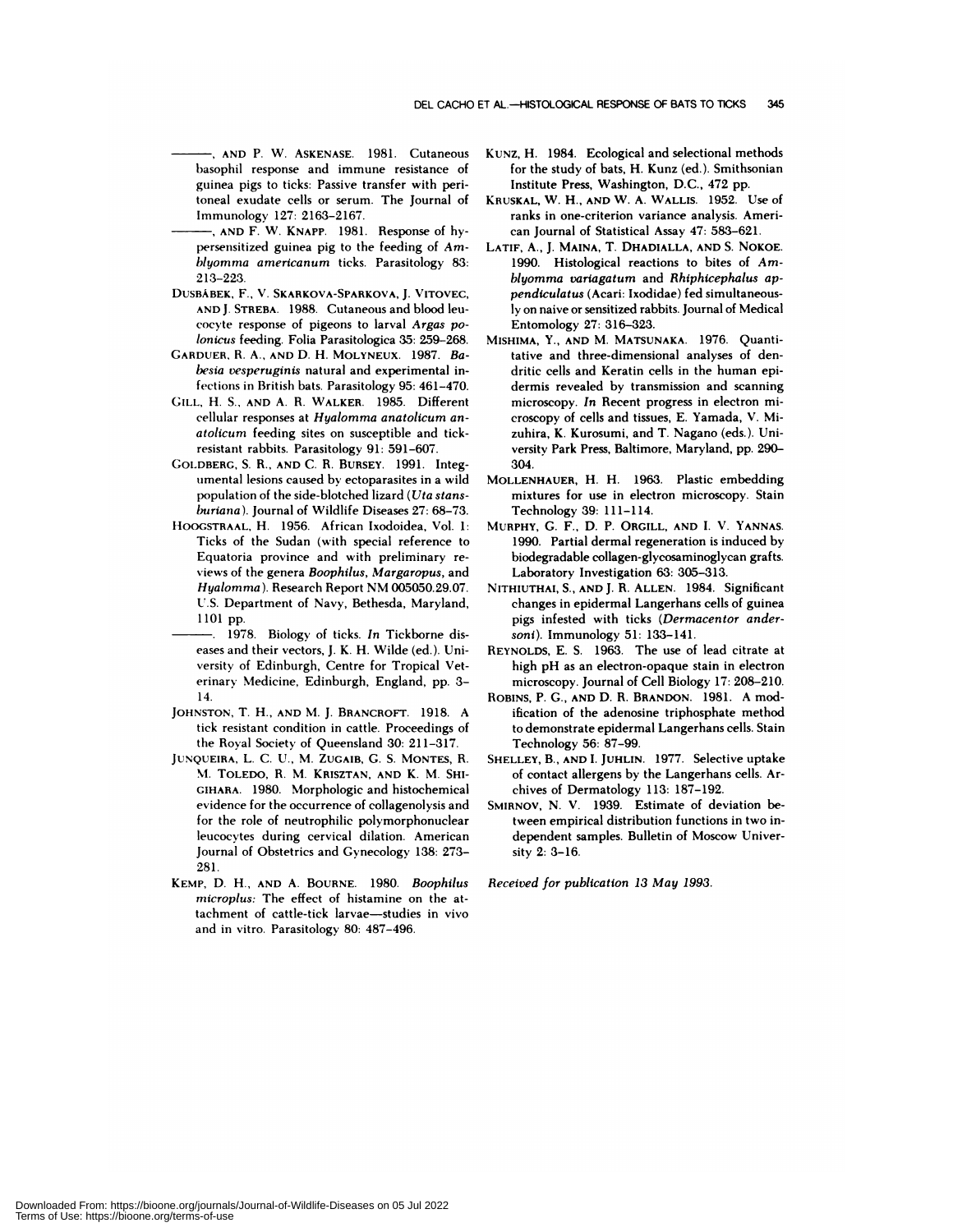———, AND P. W. ASKENASE. 1981. Cutaneous basophil response and immune resistance of guinea pigs to ticks: Passive transfer with peritoneal exudate cells or serum. The Journal of Immunology 127: 2163–2167.

———, AND F. W. KNAPP. 1981. Response of hypersensitized guinea pig to the feeding of *Amblyomma americanum* ticks. Parasitology 83: 213–223.

DUSBÁBEK, F., V. SKARKOVA-SPARKOVA, J. VITOVEC, AND J. STREBA. 1988. Cutaneous and blood leucocyte response of pigeons to larval *Argas polonicus* feeding. Folia Parasitologica 35: 259–268.

GARDUER, R. A., AND D. H. MOLYNEUX. 1987. *Babesia vesperuginis* natural and experimental infections in British bats. Parasitology 95: 461–470.

GILL, H. S., AND A. R. WALKER. 1985. Different cellular responses at *Hyalomma anatolicum anatolicum* feeding sites on susceptible and tick-resistant rabbits. Parasitology 91: 591–607.

GOLDBERG, S. R., AND C. R. BURSEY. 1991. Integumental lesions caused by ectoparasites in a wild population of the side-blotched lizard (*Uta stansburiana*). Journal of Wildlife Diseases 27: 68–73.

HOOGSTRAAL, H. 1956. African Ixodoidea, Vol. 1: Ticks of the Sudan (with special reference to Equatoria province and with preliminary reviews of the genera *Boophilus*, *Margaropus*, and *Hyalomma*). Research Report NM 005050.29.07. U.S. Department of Navy, Bethesda, Maryland, 1101 pp.

———. 1978. Biology of ticks. *In* Tickborne diseases and their vectors, J. K. H. Wilde (ed.). University of Edinburgh, Centre for Tropical Veterinary Medicine, Edinburgh, England, pp. 3–14.

JOHNSTON, T. H., AND M. J. BRANCROFT. 1918. A tick resistant condition in cattle. Proceedings of the Royal Society of Queensland 30: 211–317.

JUNQUEIRA, L. C. U., M. ZUGAIB, G. S. MONTES, R. M. TOLEDO, R. M. KRISZTAN, AND K. M. SHIGIHARA. 1980. Morphologic and histochemical evidence for the occurrence of collagenolysis and for the role of neutrophilic polymorphonuclear leucocytes during cervical dilation. American Journal of Obstetrics and Gynecology 138: 273–281.

KEMP, D. H., AND A. BOURNE. 1980. *Boophilus microplus*: The effect of histamine on the attachment of cattle-tick larvae—studies in vivo and in vitro. Parasitology 80: 487–496.

KUNZ, H. 1984. Ecological and selectional methods for the study of bats, H. Kunz (ed.). Smithsonian Institute Press, Washington, D.C., 472 pp.

KRUSKAL, W. H., AND W. A. WALLIS. 1952. Use of ranks in one-criterion variance analysis. American Journal of Statistical Assay 47: 583–621.

LATIF, A., J. MAINA, T. DHADIALLA, AND S. NOKOE. 1990. Histological reactions to bites of *Amblyomma variagatum* and *Rhiphicephalus appendiculatus* (Acari: Ixodidae) fed simultaneously on naive or sensitized rabbits. Journal of Medical Entomology 27: 316–323.

MISHIMA, Y., AND M. MATSUNAKA. 1976. Quantitative and three-dimensional analyses of dendritic cells and Keratin cells in the human epidermis revealed by transmission and scanning microscopy. *In* Recent progress in electron microscopy of cells and tissues, E. Yamada, V. Mizuhira, K. Kurosumi, and T. Nagano (eds.). University Park Press, Baltimore, Maryland, pp. 290–304.

MOLLENHAUER, H. H. 1963. Plastic embedding mixtures for use in electron microscopy. Stain Technology 39: 111–114.

MURPHY, G. F., D. P. ORGILL, AND I. V. YANNAS. 1990. Partial dermal regeneration is induced by biodegradable collagen-glycosaminoglycan grafts. Laboratory Investigation 63: 305–313.

NITHIUTHAI, S., AND J. R. ALLEN. 1984. Significant changes in epidermal Langerhans cells of guinea pigs infested with ticks (*Dermacentor andersoni*). Immunology 51: 133–141.

REYNOLDS, E. S. 1963. The use of lead citrate at high pH as an electron-opaque stain in electron microscopy. Journal of Cell Biology 17: 208–210.

ROBINS, P. G., AND D. R. BRANDON. 1981. A modification of the adenosine triphosphate method to demonstrate epidermal Langerhans cells. Stain Technology 56: 87–99.

SHELLEY, B., AND I. JUHLIN. 1977. Selective uptake of contact allergens by the Langerhans cells. Archives of Dermatology 113: 187–192.

SMIRNOV, N. V. 1939. Estimate of deviation between empirical distribution functions in two independent samples. Bulletin of Moscow University 2: 3–16.

*Received for publication 13 May 1993.*